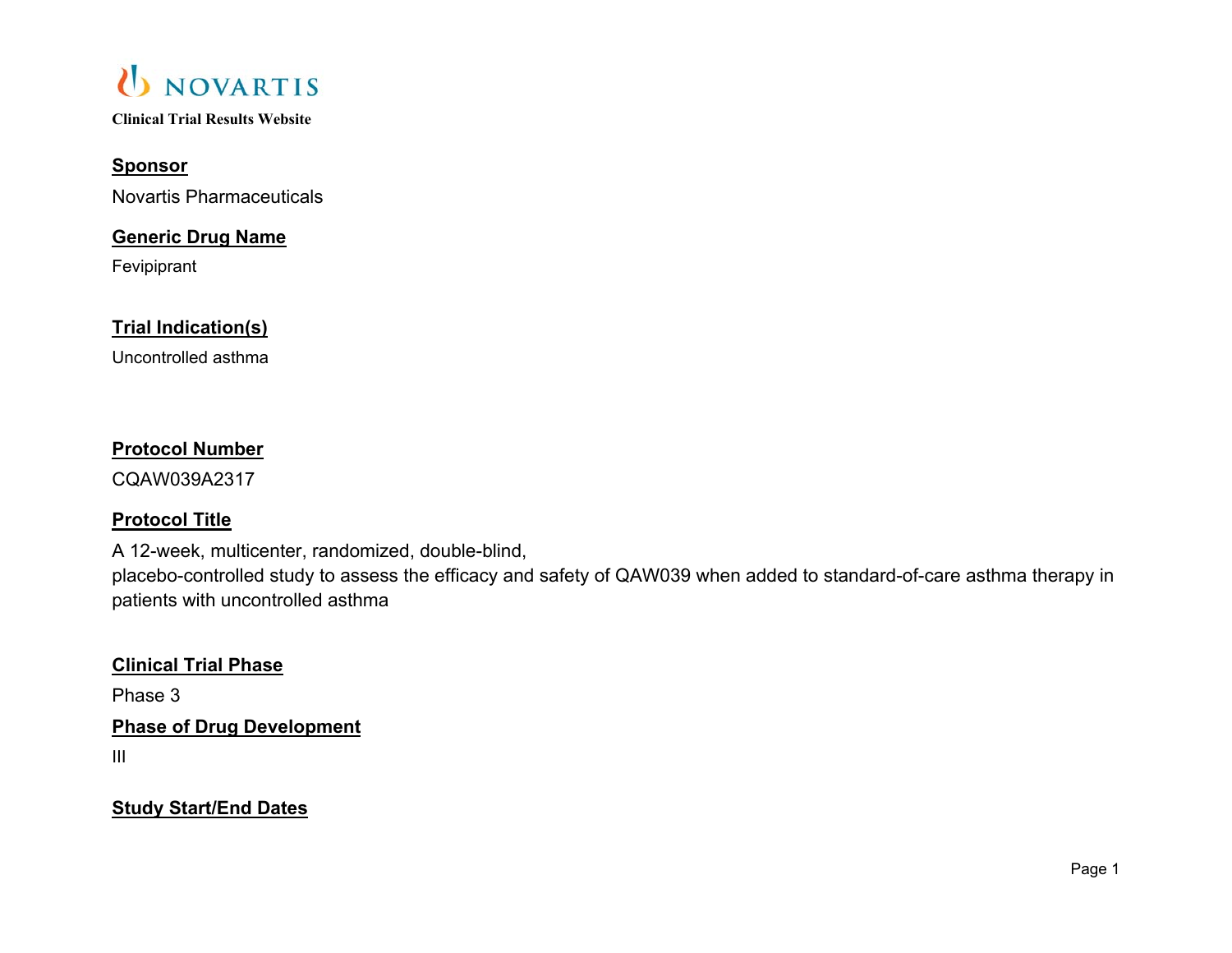NOVARTIS

**Clinical Trial Results Website**

## Sponsor

Novartis Pharmaceuticals

## Generic Drug Name

Fevipiprant

## Trial Indication(s)

Uncontrolled asthma

## Protocol Number

CQAW039A2317

## Protocol Title

A 12-week, multicenter, randomized, double-blind,
placebo-controlled study to assess the efficacy and safety of QAW039 when added to standard-of-care asthma therapy in patients with uncontrolled asthma

## Clinical Trial Phase

Phase 3

## Phase of Drug Development

III

## Study Start/End Dates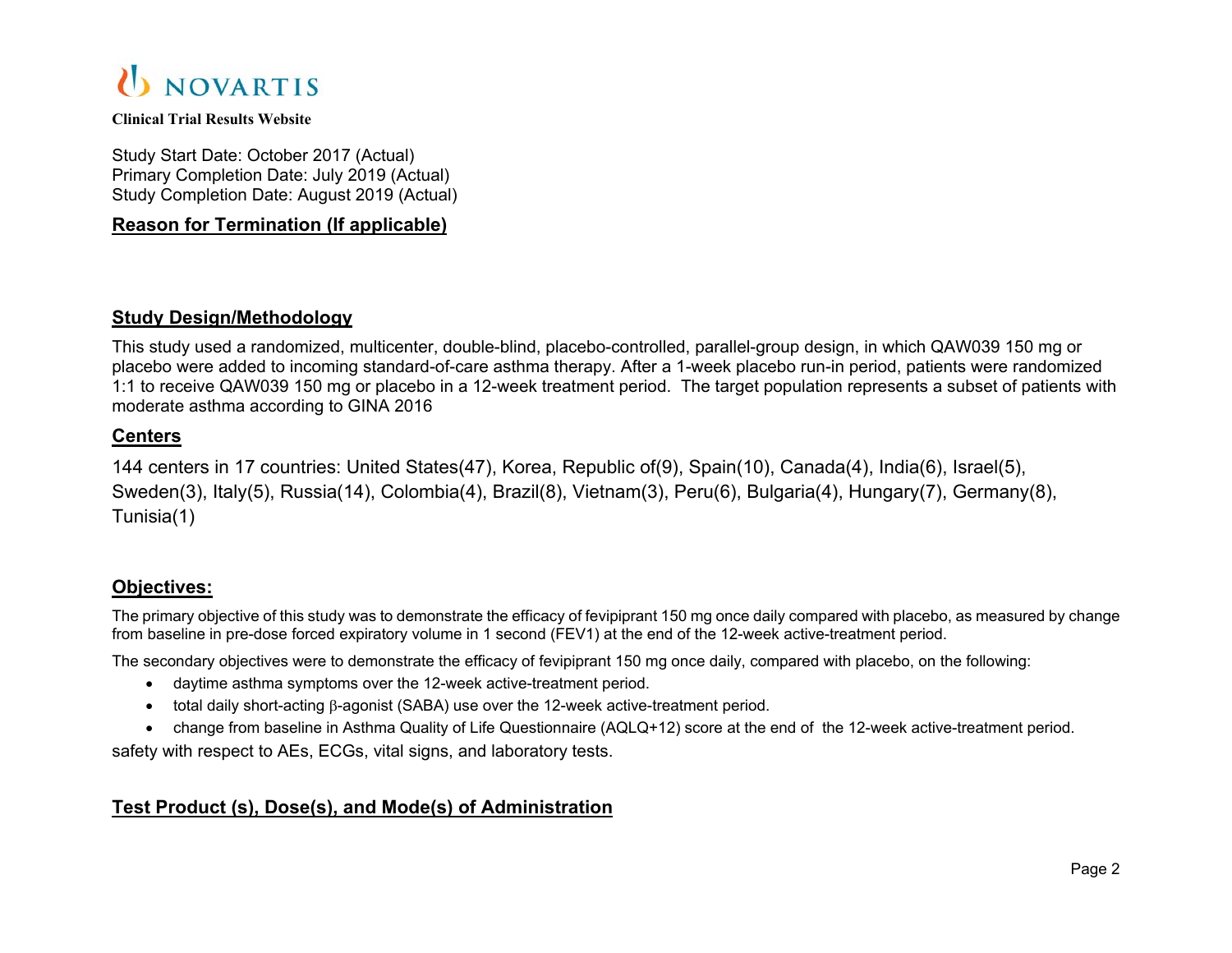**Clinical Trial Results Website**

Study Start Date: October 2017 (Actual)
Primary Completion Date: July 2019 (Actual)
Study Completion Date: August 2019 (Actual)

## Reason for Termination (If applicable)

## Study Design/Methodology

This study used a randomized, multicenter, double-blind, placebo-controlled, parallel-group design, in which QAW039 150 mg or placebo were added to incoming standard-of-care asthma therapy. After a 1-week placebo run-in period, patients were randomized 1:1 to receive QAW039 150 mg or placebo in a 12-week treatment period. The target population represents a subset of patients with moderate asthma according to GINA 2016

## Centers

144 centers in 17 countries: United States(47), Korea, Republic of(9), Spain(10), Canada(4), India(6), Israel(5), Sweden(3), Italy(5), Russia(14), Colombia(4), Brazil(8), Vietnam(3), Peru(6), Bulgaria(4), Hungary(7), Germany(8), Tunisia(1)

## Objectives:

The primary objective of this study was to demonstrate the efficacy of fevipiprant 150 mg once daily compared with placebo, as measured by change from baseline in pre-dose forced expiratory volume in 1 second (FEV1) at the end of the 12-week active-treatment period.

The secondary objectives were to demonstrate the efficacy of fevipiprant 150 mg once daily, compared with placebo, on the following:

- daytime asthma symptoms over the 12-week active-treatment period.
- total daily short-acting β-agonist (SABA) use over the 12-week active-treatment period.
- change from baseline in Asthma Quality of Life Questionnaire (AQLQ+12) score at the end of the 12-week active-treatment period.

safety with respect to AEs, ECGs, vital signs, and laboratory tests.

## Test Product (s), Dose(s), and Mode(s) of Administration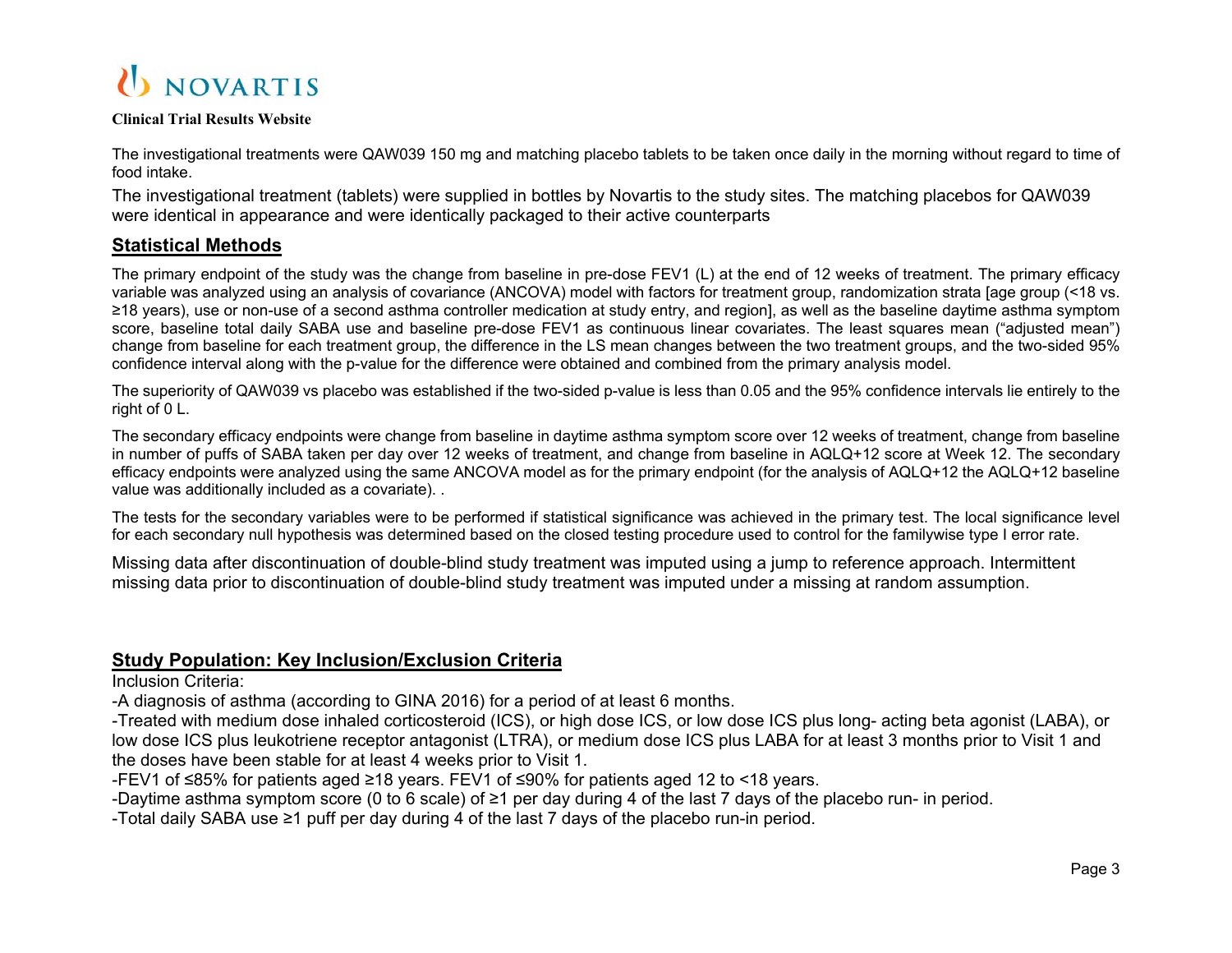The investigational treatments were QAW039 150 mg and matching placebo tablets to be taken once daily in the morning without regard to time of food intake.

The investigational treatment (tablets) were supplied in bottles by Novartis to the study sites. The matching placebos for QAW039 were identical in appearance and were identically packaged to their active counterparts

## Statistical Methods

The primary endpoint of the study was the change from baseline in pre-dose FEV1 (L) at the end of 12 weeks of treatment. The primary efficacy variable was analyzed using an analysis of covariance (ANCOVA) model with factors for treatment group, randomization strata [age group (<18 vs. ≥18 years), use or non-use of a second asthma controller medication at study entry, and region], as well as the baseline daytime asthma symptom score, baseline total daily SABA use and baseline pre-dose FEV1 as continuous linear covariates. The least squares mean ("adjusted mean") change from baseline for each treatment group, the difference in the LS mean changes between the two treatment groups, and the two-sided 95% confidence interval along with the p-value for the difference were obtained and combined from the primary analysis model.

The superiority of QAW039 vs placebo was established if the two-sided p-value is less than 0.05 and the 95% confidence intervals lie entirely to the right of 0 L.

The secondary efficacy endpoints were change from baseline in daytime asthma symptom score over 12 weeks of treatment, change from baseline in number of puffs of SABA taken per day over 12 weeks of treatment, and change from baseline in AQLQ+12 score at Week 12. The secondary efficacy endpoints were analyzed using the same ANCOVA model as for the primary endpoint (for the analysis of AQLQ+12 the AQLQ+12 baseline value was additionally included as a covariate). .

The tests for the secondary variables were to be performed if statistical significance was achieved in the primary test. The local significance level for each secondary null hypothesis was determined based on the closed testing procedure used to control for the familywise type I error rate.

Missing data after discontinuation of double-blind study treatment was imputed using a jump to reference approach. Intermittent missing data prior to discontinuation of double-blind study treatment was imputed under a missing at random assumption.

## Study Population: Key Inclusion/Exclusion Criteria

Inclusion Criteria:

-A diagnosis of asthma (according to GINA 2016) for a period of at least 6 months.

-Treated with medium dose inhaled corticosteroid (ICS), or high dose ICS, or low dose ICS plus long- acting beta agonist (LABA), or low dose ICS plus leukotriene receptor antagonist (LTRA), or medium dose ICS plus LABA for at least 3 months prior to Visit 1 and the doses have been stable for at least 4 weeks prior to Visit 1.

-FEV1 of ≤85% for patients aged ≥18 years. FEV1 of ≤90% for patients aged 12 to <18 years.

-Daytime asthma symptom score (0 to 6 scale) of ≥1 per day during 4 of the last 7 days of the placebo run- in period.

-Total daily SABA use ≥1 puff per day during 4 of the last 7 days of the placebo run-in period.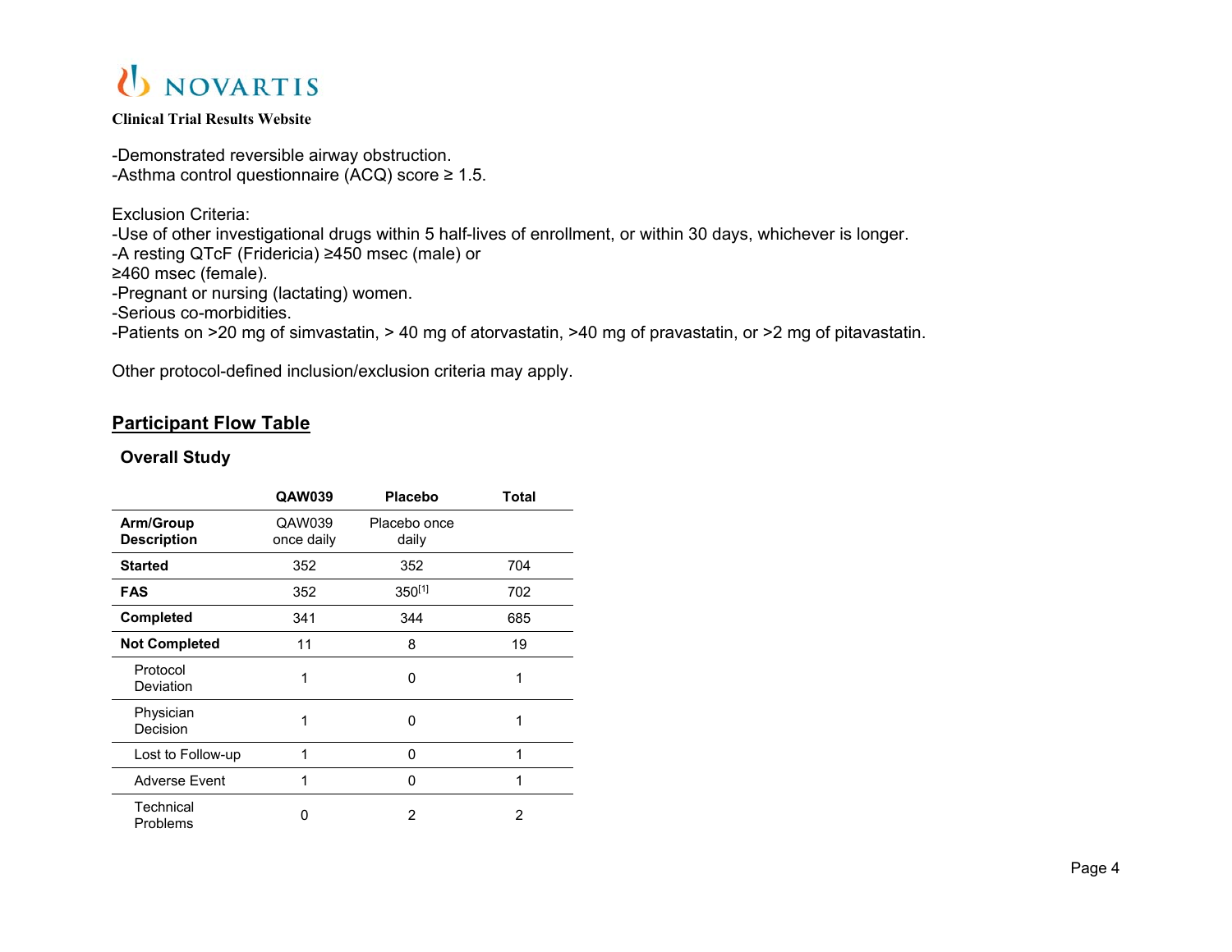-Demonstrated reversible airway obstruction.
-Asthma control questionnaire (ACQ) score ≥ 1.5.

Exclusion Criteria:
-Use of other investigational drugs within 5 half-lives of enrollment, or within 30 days, whichever is longer.
-A resting QTcF (Fridericia) ≥450 msec (male) or
≥460 msec (female).
-Pregnant or nursing (lactating) women.
-Serious co-morbidities.
-Patients on >20 mg of simvastatin, > 40 mg of atorvastatin, >40 mg of pravastatin, or >2 mg of pitavastatin.

Other protocol-defined inclusion/exclusion criteria may apply.

## Participant Flow Table

### Overall Study

| | QAW039 | Placebo | Total |
|---|---|---|---|
| **Arm/Group Description** | QAW039 once daily | Placebo once daily | |
| **Started** | 352 | 352 | 704 |
| **FAS** | 352 | 350[1] | 702 |
| **Completed** | 341 | 344 | 685 |
| **Not Completed** | 11 | 8 | 19 |
| Protocol Deviation | 1 | 0 | 1 |
| Physician Decision | 1 | 0 | 1 |
| Lost to Follow-up | 1 | 0 | 1 |
| Adverse Event | 1 | 0 | 1 |
| Technical Problems | 0 | 2 | 2 |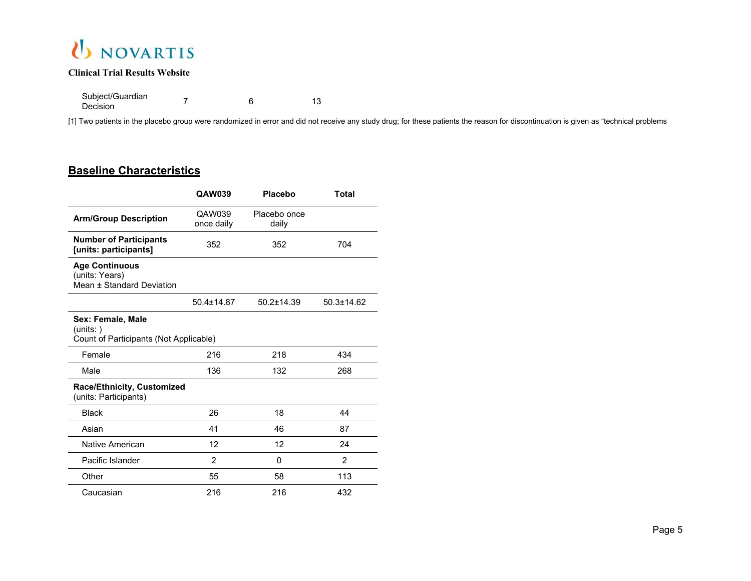| | | | |
|---|---|---|---|
| Subject/Guardian Decision | 7 | 6 | 13 |

[1] Two patients in the placebo group were randomized in error and did not receive any study drug; for these patients the reason for discontinuation is given as "technical problems

## Baseline Characteristics

| | QAW039 | Placebo | Total |
|---|---|---|---|
| **Arm/Group Description** | QAW039 once daily | Placebo once daily | |
| **Number of Participants [units: participants]** | 352 | 352 | 704 |
| **Age Continuous** (units: Years) Mean ± Standard Deviation | | | |
| | 50.4±14.87 | 50.2±14.39 | 50.3±14.62 |
| **Sex: Female, Male** (units: ) Count of Participants (Not Applicable) | | | |
| Female | 216 | 218 | 434 |
| Male | 136 | 132 | 268 |
| **Race/Ethnicity, Customized** (units: Participants) | | | |
| Black | 26 | 18 | 44 |
| Asian | 41 | 46 | 87 |
| Native American | 12 | 12 | 24 |
| Pacific Islander | 2 | 0 | 2 |
| Other | 55 | 58 | 113 |
| Caucasian | 216 | 216 | 432 |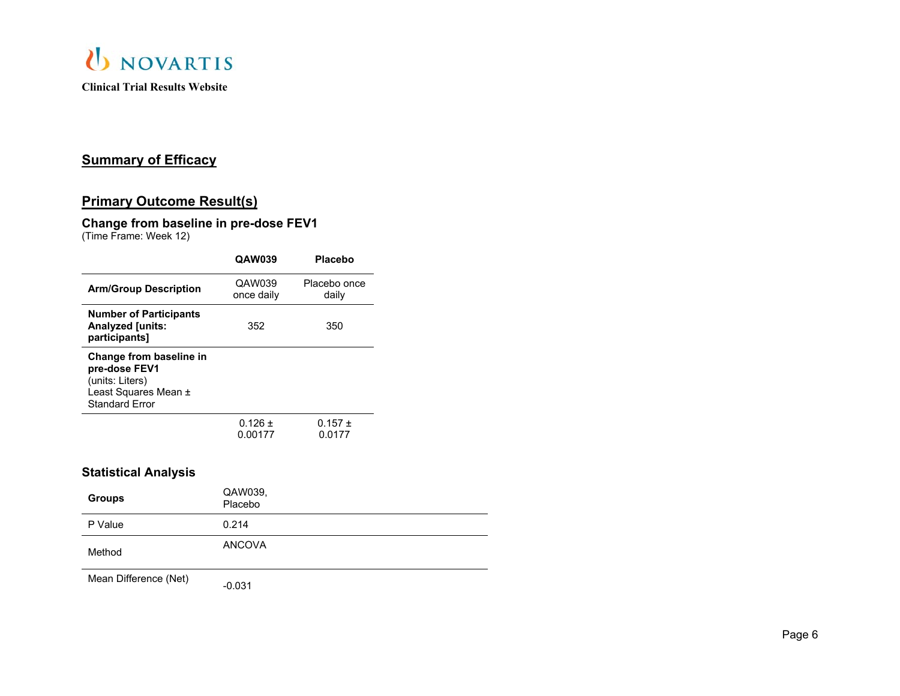## Summary of Efficacy

## Primary Outcome Result(s)

### Change from baseline in pre-dose FEV1

(Time Frame: Week 12)

| | QAW039 | Placebo |
|---|---|---|
| **Arm/Group Description** | QAW039 once daily | Placebo once daily |
| **Number of Participants Analyzed [units: participants]** | 352 | 350 |
| **Change from baseline in pre-dose FEV1** (units: Liters) Least Squares Mean ± Standard Error | | |
| | 0.126 ± 0.00177 | 0.157 ± 0.0177 |

### Statistical Analysis

| **Groups** | QAW039, Placebo |
|---|---|
| P Value | 0.214 |
| Method | ANCOVA |
| Mean Difference (Net) | -0.031 |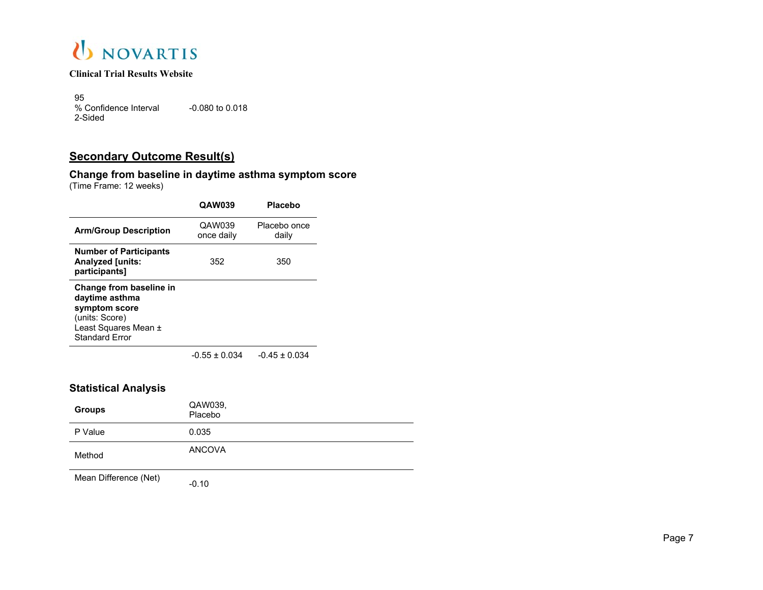| | |
|---|---|
| 95 % Confidence Interval 2-Sided | -0.080 to 0.018 |

## Secondary Outcome Result(s)

### Change from baseline in daytime asthma symptom score

(Time Frame: 12 weeks)

| | QAW039 | Placebo |
|---|---|---|
| **Arm/Group Description** | QAW039 once daily | Placebo once daily |
| **Number of Participants Analyzed [units: participants]** | 352 | 350 |
| **Change from baseline in daytime asthma symptom score** (units: Score) Least Squares Mean ± Standard Error | | |
| | -0.55 ± 0.034 | -0.45 ± 0.034 |

### Statistical Analysis

| | |
|---|---|
| **Groups** | QAW039, Placebo |
| P Value | 0.035 |
| Method | ANCOVA |
| Mean Difference (Net) | -0.10 |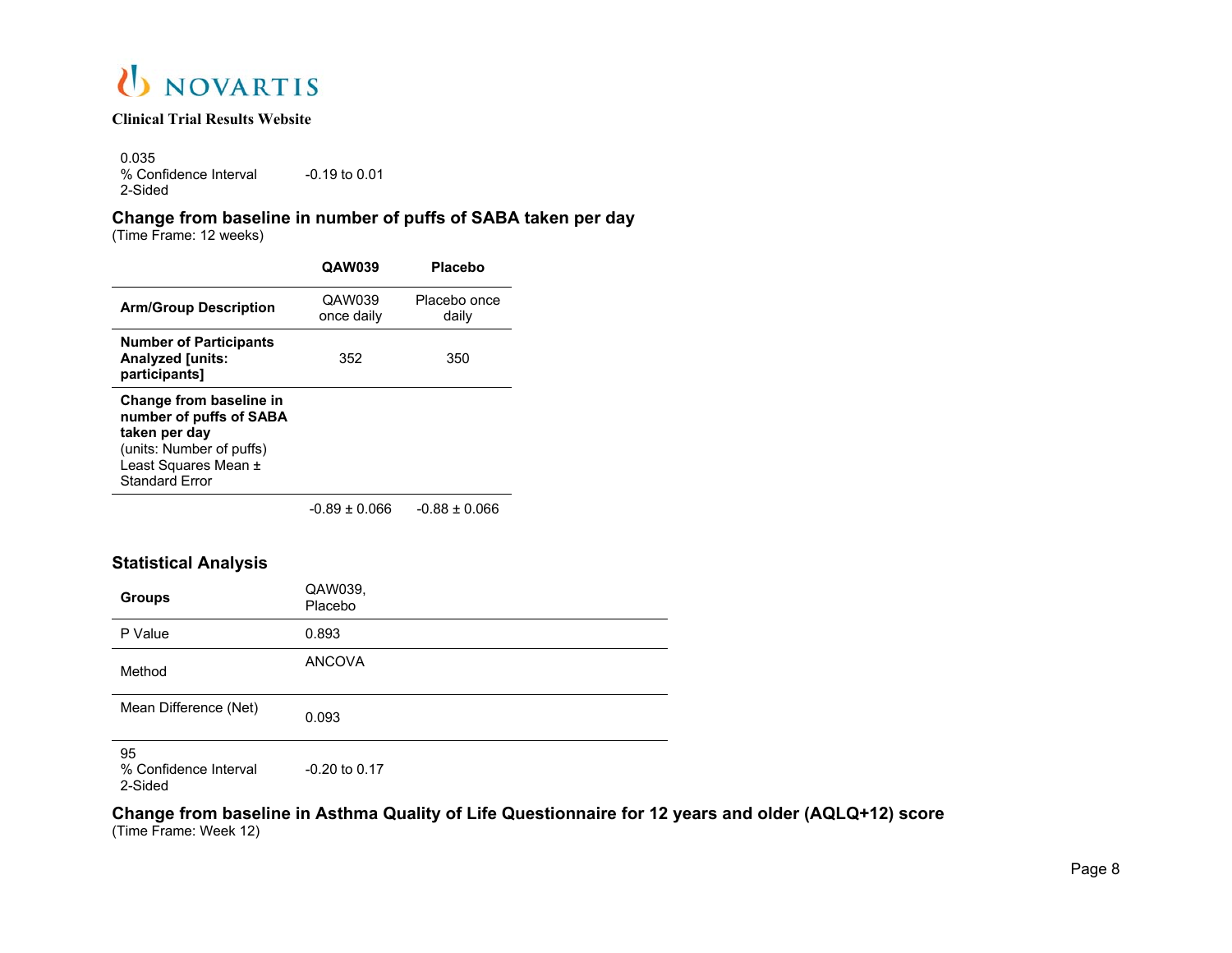| | |
|---|---|
| 0.035 % Confidence Interval 2-Sided | -0.19 to 0.01 |

**Change from baseline in number of puffs of SABA taken per day**
(Time Frame: 12 weeks)

| | QAW039 | Placebo |
|---|---|---|
| **Arm/Group Description** | QAW039 once daily | Placebo once daily |
| **Number of Participants Analyzed [units: participants]** | 352 | 350 |
| **Change from baseline in number of puffs of SABA taken per day** (units: Number of puffs) Least Squares Mean ± Standard Error | | |
| | -0.89 ± 0.066 | -0.88 ± 0.066 |

**Statistical Analysis**

| | |
|---|---|
| **Groups** | QAW039, Placebo |
| P Value | 0.893 |
| Method | ANCOVA |
| Mean Difference (Net) | 0.093 |
| 95 % Confidence Interval 2-Sided | -0.20 to 0.17 |

**Change from baseline in Asthma Quality of Life Questionnaire for 12 years and older (AQLQ+12) score**
(Time Frame: Week 12)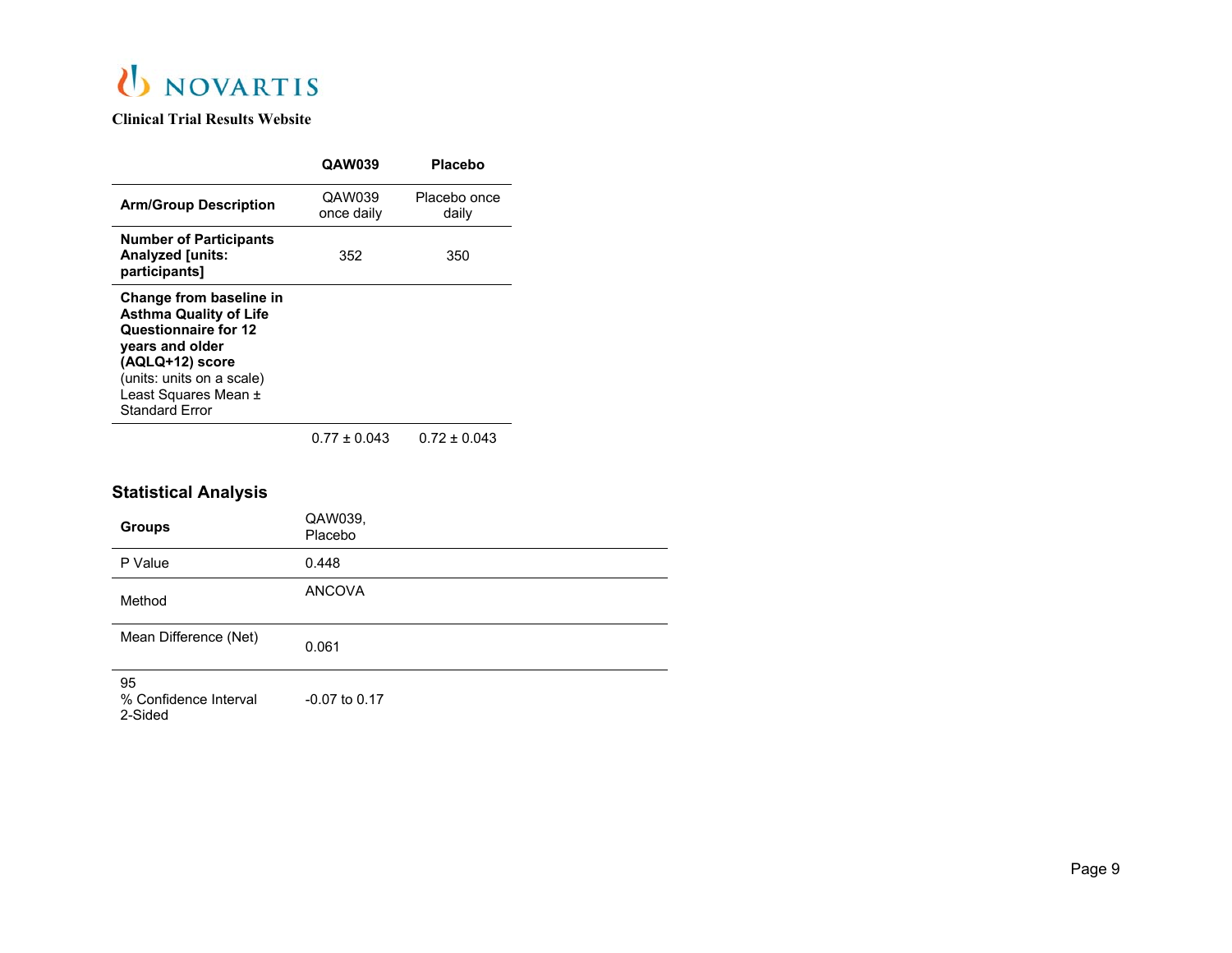|  | QAW039 | Placebo |
|---|---|---|
| **Arm/Group Description** | QAW039 once daily | Placebo once daily |
| **Number of Participants Analyzed [units: participants]** | 352 | 350 |
| **Change from baseline in Asthma Quality of Life Questionnaire for 12 years and older (AQLQ+12) score** (units: units on a scale) Least Squares Mean ± Standard Error | | |
|  | 0.77 ± 0.043 | 0.72 ± 0.043 |

### Statistical Analysis

| **Groups** | QAW039, Placebo |
|---|---|
| P Value | 0.448 |
| Method | ANCOVA |
| Mean Difference (Net) | 0.061 |
| 95 % Confidence Interval 2-Sided | -0.07 to 0.17 |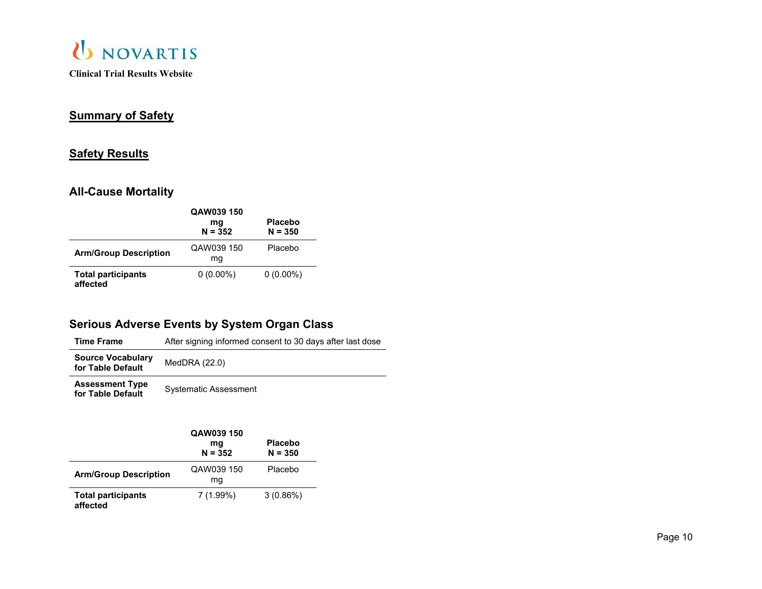## Summary of Safety

## Safety Results

### All-Cause Mortality

| | QAW039 150 mg N = 352 | Placebo N = 350 |
|---|---|---|
| **Arm/Group Description** | QAW039 150 mg | Placebo |
| **Total participants affected** | 0 (0.00%) | 0 (0.00%) |

### Serious Adverse Events by System Organ Class

| | |
|---|---|
| **Time Frame** | After signing informed consent to 30 days after last dose |
| **Source Vocabulary for Table Default** | MedDRA (22.0) |
| **Assessment Type for Table Default** | Systematic Assessment |

| | QAW039 150 mg N = 352 | Placebo N = 350 |
|---|---|---|
| **Arm/Group Description** | QAW039 150 mg | Placebo |
| **Total participants affected** | 7 (1.99%) | 3 (0.86%) |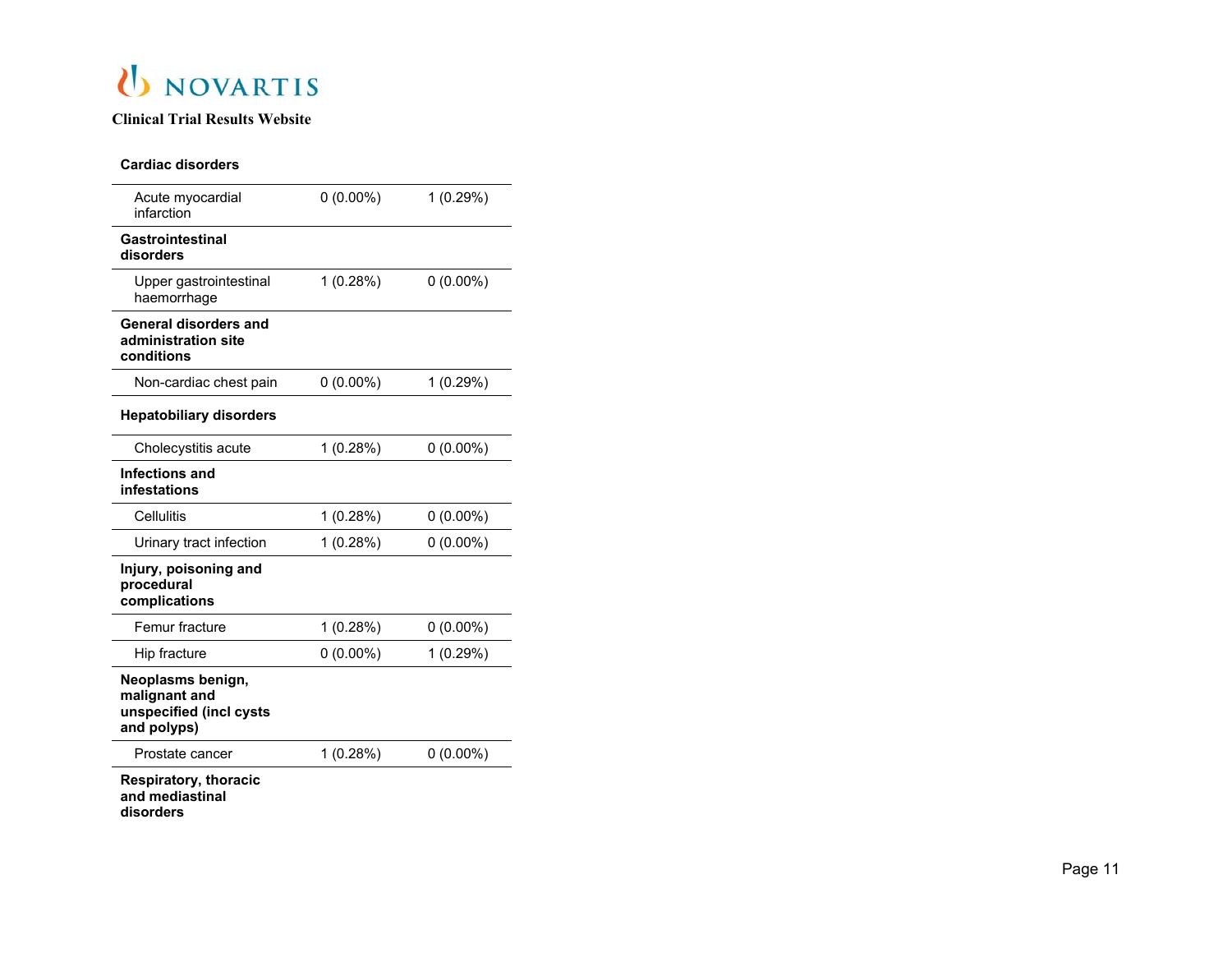| | | |
|---|---|---|
| **Cardiac disorders** | | |
| Acute myocardial infarction | 0 (0.00%) | 1 (0.29%) |
| **Gastrointestinal disorders** | | |
| Upper gastrointestinal haemorrhage | 1 (0.28%) | 0 (0.00%) |
| **General disorders and administration site conditions** | | |
| Non-cardiac chest pain | 0 (0.00%) | 1 (0.29%) |
| **Hepatobiliary disorders** | | |
| Cholecystitis acute | 1 (0.28%) | 0 (0.00%) |
| **Infections and infestations** | | |
| Cellulitis | 1 (0.28%) | 0 (0.00%) |
| Urinary tract infection | 1 (0.28%) | 0 (0.00%) |
| **Injury, poisoning and procedural complications** | | |
| Femur fracture | 1 (0.28%) | 0 (0.00%) |
| Hip fracture | 0 (0.00%) | 1 (0.29%) |
| **Neoplasms benign, malignant and unspecified (incl cysts and polyps)** | | |
| Prostate cancer | 1 (0.28%) | 0 (0.00%) |
| **Respiratory, thoracic and mediastinal disorders** | | |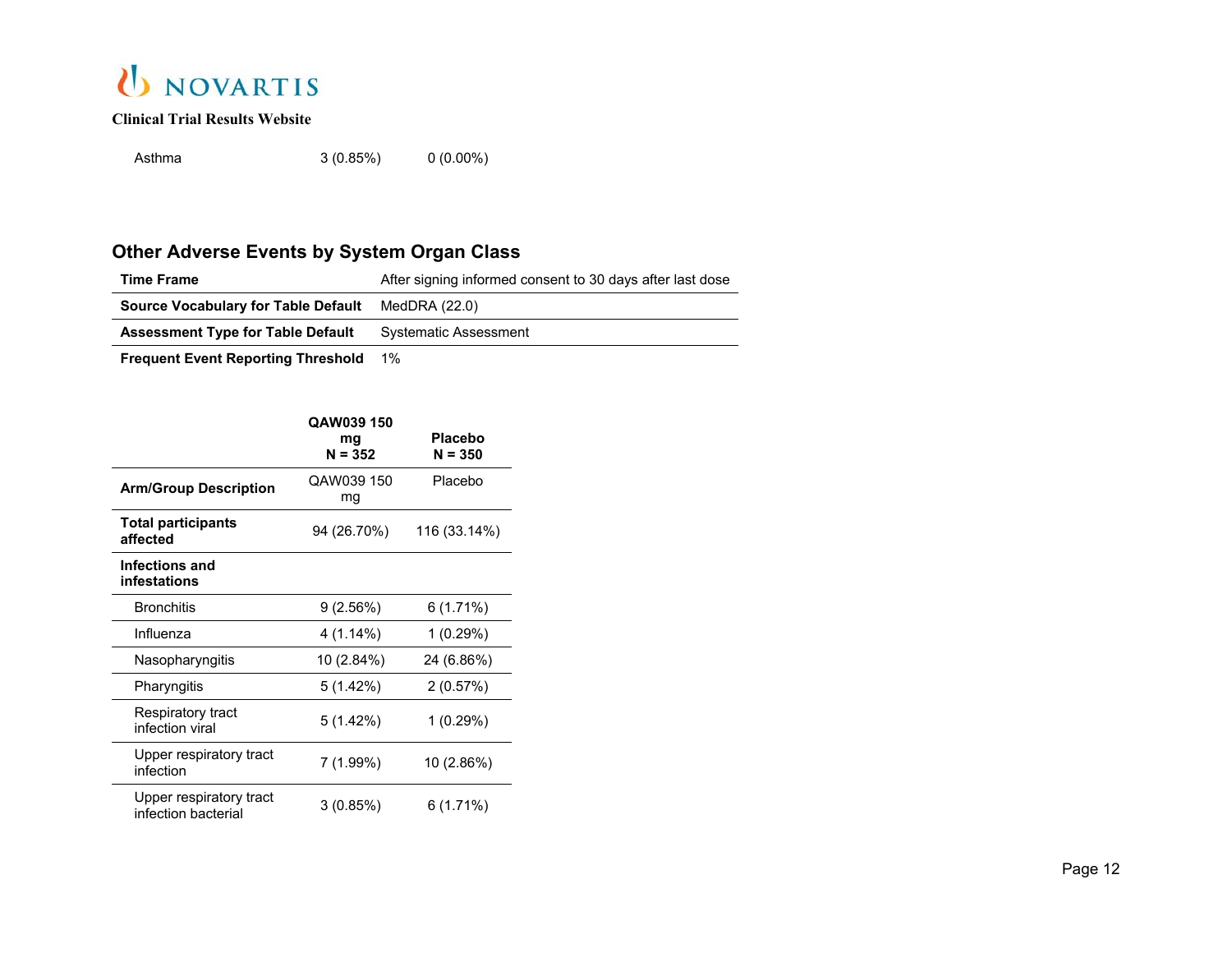| | | |
|---|---|---|
| Asthma | 3 (0.85%) | 0 (0.00%) |

## Other Adverse Events by System Organ Class

| | |
|---|---|
| **Time Frame** | After signing informed consent to 30 days after last dose |
| **Source Vocabulary for Table Default** | MedDRA (22.0) |
| **Assessment Type for Table Default** | Systematic Assessment |
| **Frequent Event Reporting Threshold** | 1% |

| | **QAW039 150 mg N = 352** | **Placebo N = 350** |
|---|---|---|
| **Arm/Group Description** | QAW039 150 mg | Placebo |
| **Total participants affected** | 94 (26.70%) | 116 (33.14%) |
| **Infections and infestations** | | |
| Bronchitis | 9 (2.56%) | 6 (1.71%) |
| Influenza | 4 (1.14%) | 1 (0.29%) |
| Nasopharyngitis | 10 (2.84%) | 24 (6.86%) |
| Pharyngitis | 5 (1.42%) | 2 (0.57%) |
| Respiratory tract infection viral | 5 (1.42%) | 1 (0.29%) |
| Upper respiratory tract infection | 7 (1.99%) | 10 (2.86%) |
| Upper respiratory tract infection bacterial | 3 (0.85%) | 6 (1.71%) |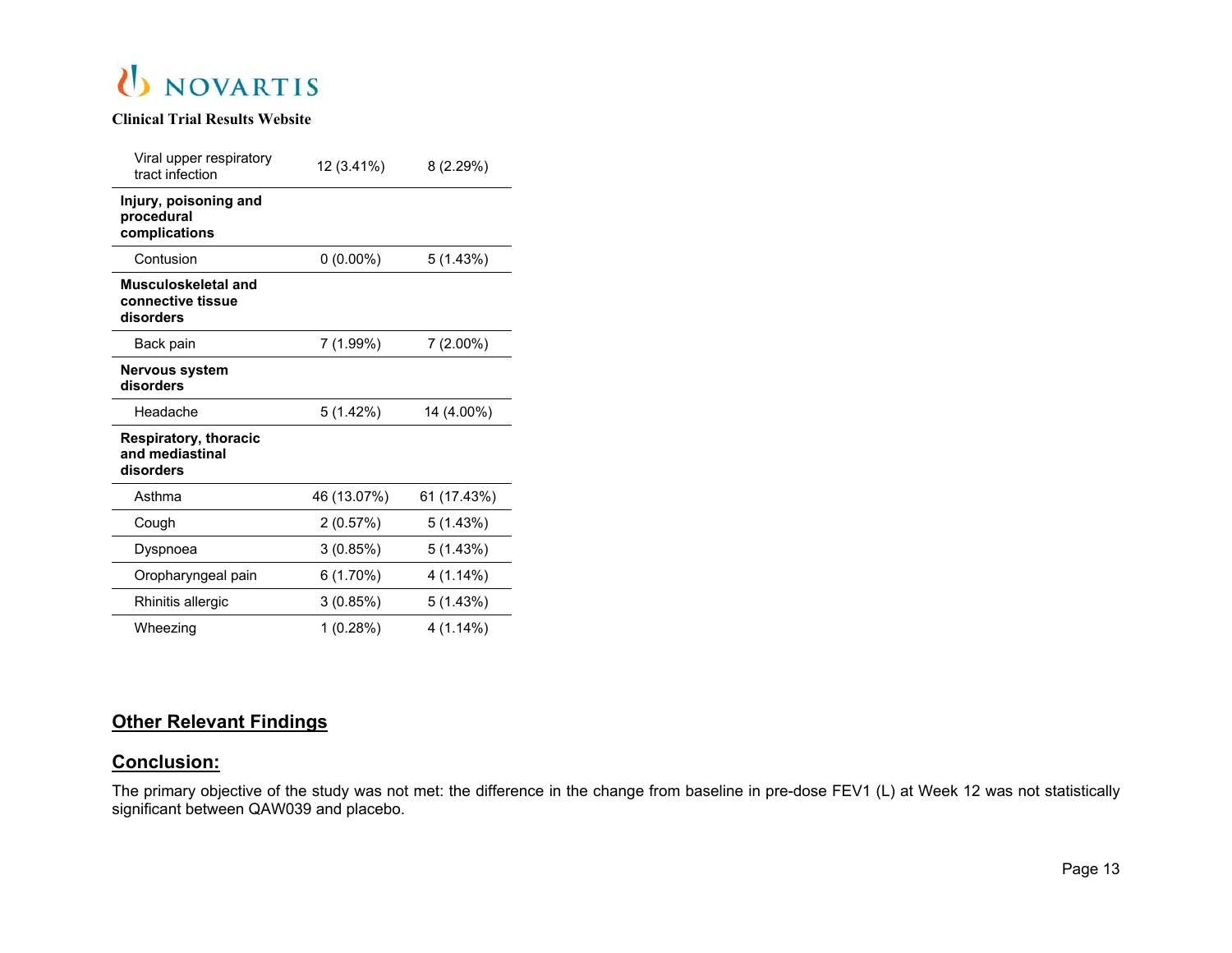| | | |
|---|---|---|
| Viral upper respiratory tract infection | 12 (3.41%) | 8 (2.29%) |
| **Injury, poisoning and procedural complications** | | |
| Contusion | 0 (0.00%) | 5 (1.43%) |
| **Musculoskeletal and connective tissue disorders** | | |
| Back pain | 7 (1.99%) | 7 (2.00%) |
| **Nervous system disorders** | | |
| Headache | 5 (1.42%) | 14 (4.00%) |
| **Respiratory, thoracic and mediastinal disorders** | | |
| Asthma | 46 (13.07%) | 61 (17.43%) |
| Cough | 2 (0.57%) | 5 (1.43%) |
| Dyspnoea | 3 (0.85%) | 5 (1.43%) |
| Oropharyngeal pain | 6 (1.70%) | 4 (1.14%) |
| Rhinitis allergic | 3 (0.85%) | 5 (1.43%) |
| Wheezing | 1 (0.28%) | 4 (1.14%) |

## Other Relevant Findings

## Conclusion:

The primary objective of the study was not met: the difference in the change from baseline in pre-dose FEV1 (L) at Week 12 was not statistically significant between QAW039 and placebo.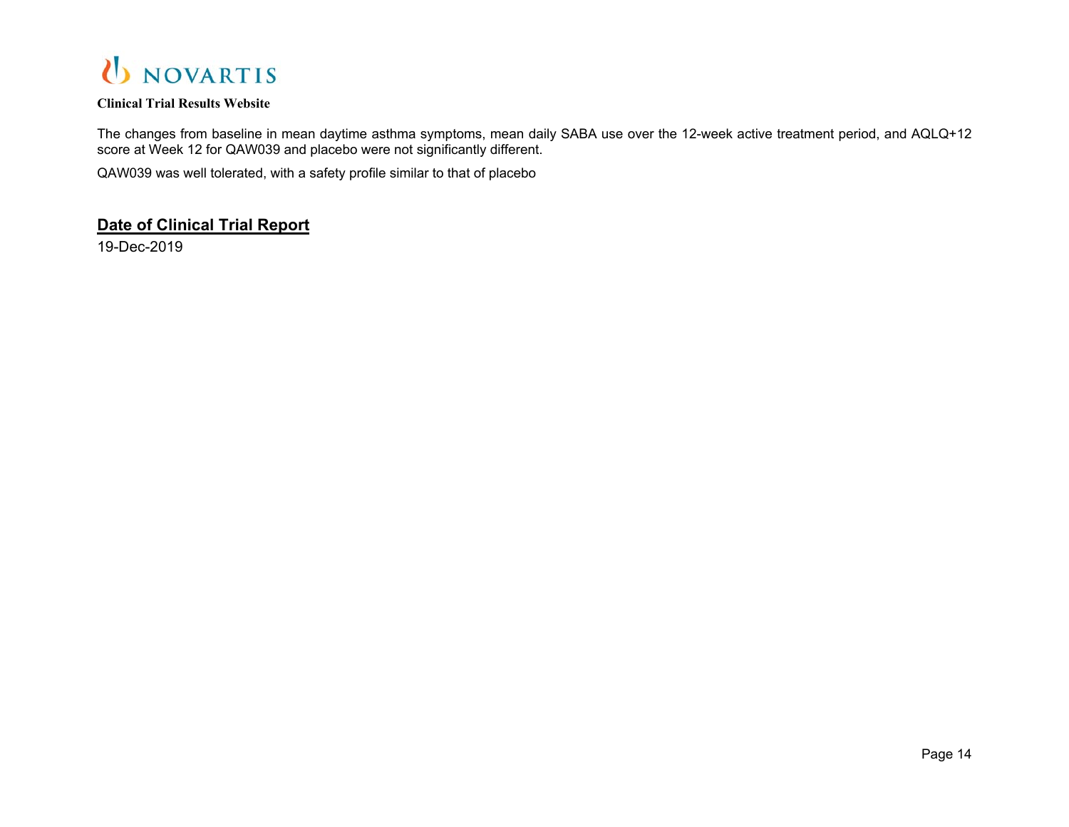The changes from baseline in mean daytime asthma symptoms, mean daily SABA use over the 12-week active treatment period, and AQLQ+12 score at Week 12 for QAW039 and placebo were not significantly different.

QAW039 was well tolerated, with a safety profile similar to that of placebo

## Date of Clinical Trial Report

19-Dec-2019